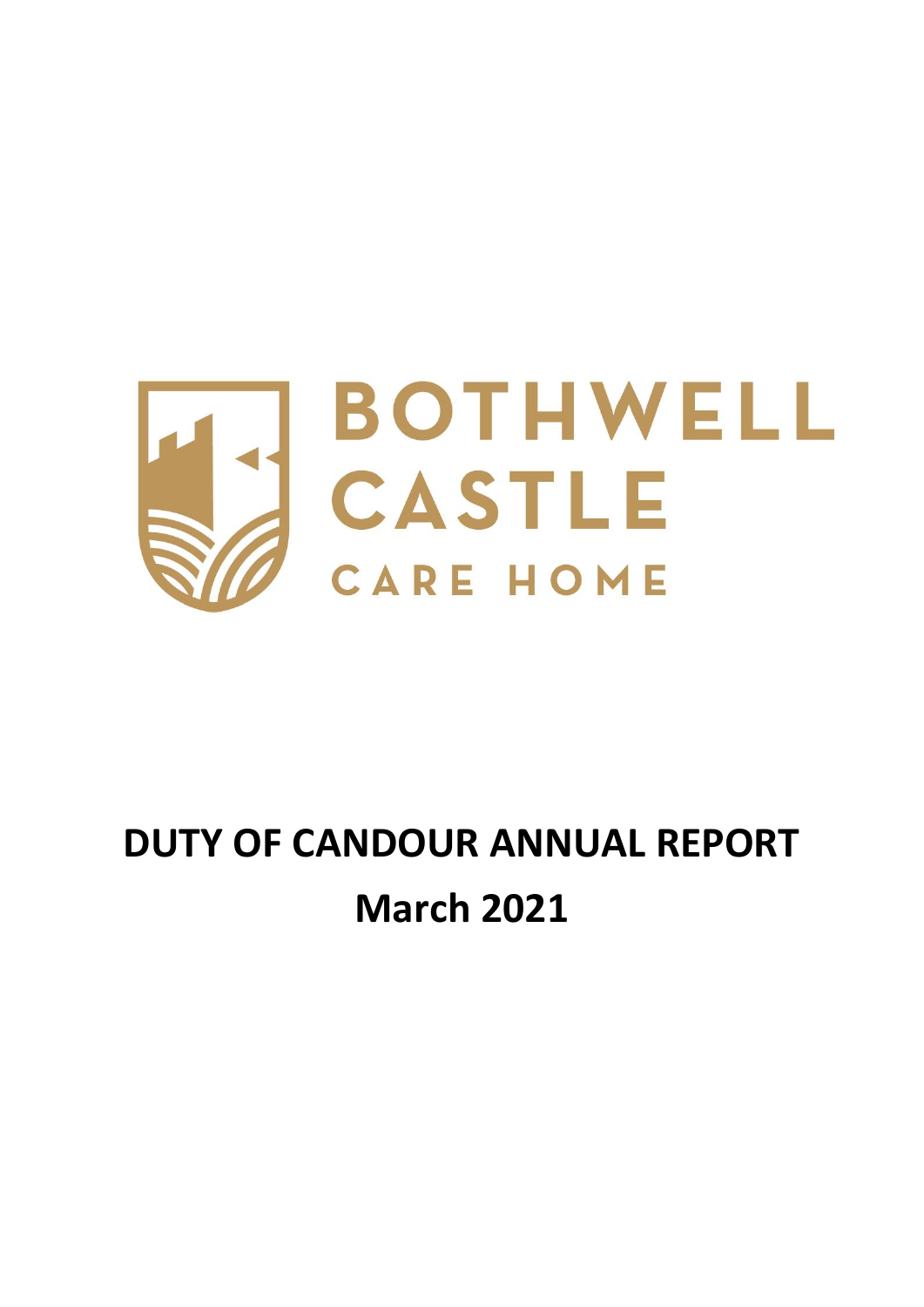BOTHWELL CASTLE

CARE HOME

# DUTY OF CANDOUR ANNUAL REPORT

## March 2021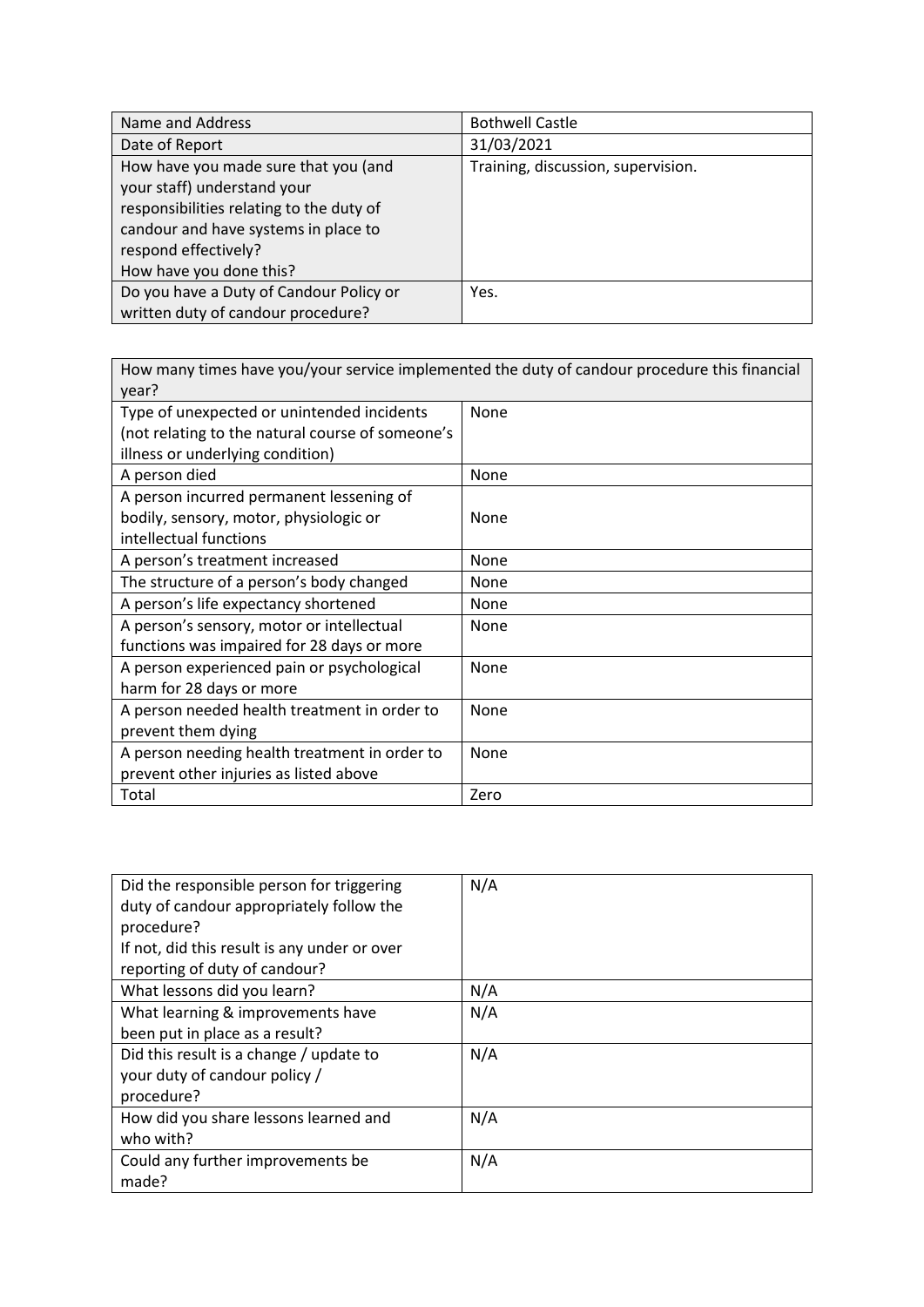| Name and Address | Bothwell Castle |
|---|---|
| Date of Report | 31/03/2021 |
| How have you made sure that you (and your staff) understand your responsibilities relating to the duty of candour and have systems in place to respond effectively?<br>How have you done this? | Training, discussion, supervision. |
| Do you have a Duty of Candour Policy or written duty of candour procedure? | Yes. |

| How many times have you/your service implemented the duty of candour procedure this financial year? | |
|---|---|
| Type of unexpected or unintended incidents (not relating to the natural course of someone's illness or underlying condition) | None |
| A person died | None |
| A person incurred permanent lessening of bodily, sensory, motor, physiologic or intellectual functions | None |
| A person's treatment increased | None |
| The structure of a person's body changed | None |
| A person's life expectancy shortened | None |
| A person's sensory, motor or intellectual functions was impaired for 28 days or more | None |
| A person experienced pain or psychological harm for 28 days or more | None |
| A person needed health treatment in order to prevent them dying | None |
| A person needing health treatment in order to prevent other injuries as listed above | None |
| Total | Zero |

| Did the responsible person for triggering duty of candour appropriately follow the procedure?<br>If not, did this result is any under or over reporting of duty of candour? | N/A |
|---|---|
| What lessons did you learn? | N/A |
| What learning & improvements have been put in place as a result? | N/A |
| Did this result is a change / update to your duty of candour policy / procedure? | N/A |
| How did you share lessons learned and who with? | N/A |
| Could any further improvements be made? | N/A |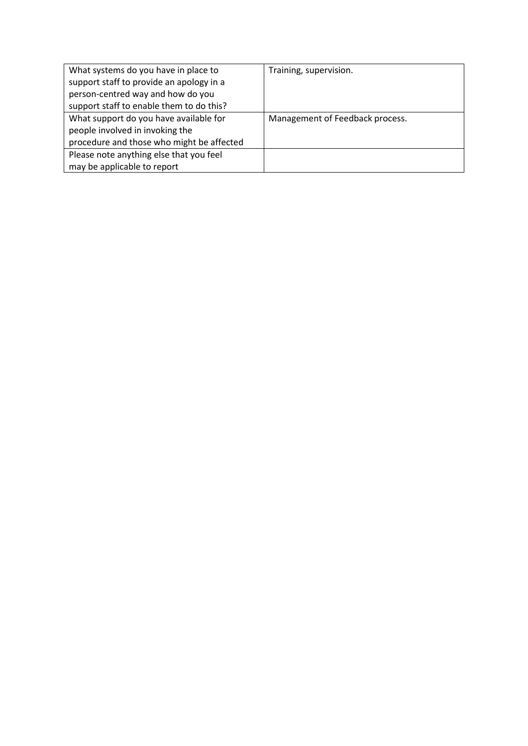| | |
|---|---|
| What systems do you have in place to support staff to provide an apology in a person-centred way and how do you support staff to enable them to do this? | Training, supervision. |
| What support do you have available for people involved in invoking the procedure and those who might be affected | Management of Feedback process. |
| Please note anything else that you feel may be applicable to report | |